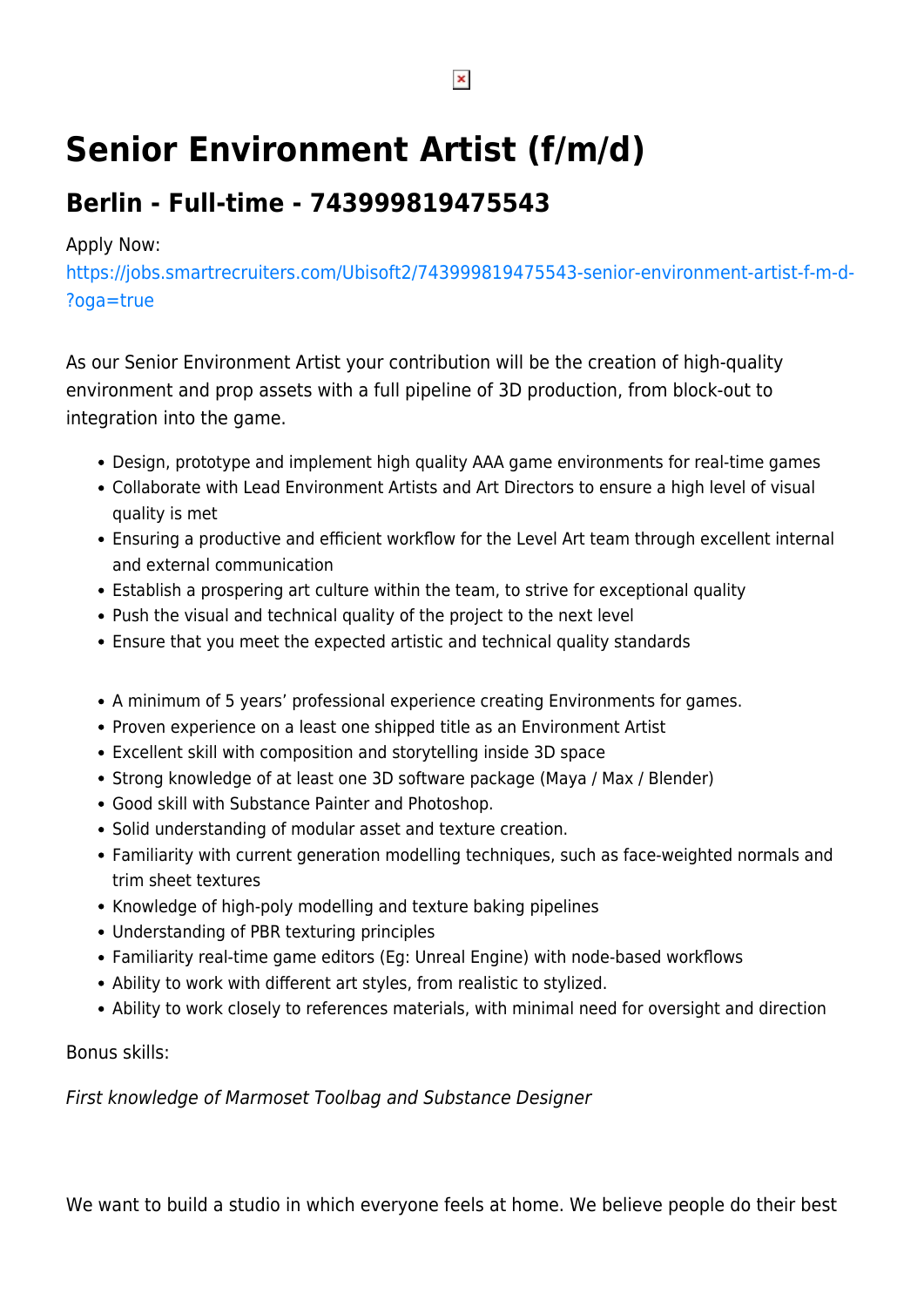# Senior Environment Artist (f/m/d)

## Berlin - Full-time - 743999819475543

Apply Now:
https://jobs.smartrecruiters.com/Ubisoft2/743999819475543-senior-environment-artist-f-m-d-?oga=true

As our Senior Environment Artist your contribution will be the creation of high-quality environment and prop assets with a full pipeline of 3D production, from block-out to integration into the game.

- Design, prototype and implement high quality AAA game environments for real-time games
- Collaborate with Lead Environment Artists and Art Directors to ensure a high level of visual quality is met
- Ensuring a productive and efficient workflow for the Level Art team through excellent internal and external communication
- Establish a prospering art culture within the team, to strive for exceptional quality
- Push the visual and technical quality of the project to the next level
- Ensure that you meet the expected artistic and technical quality standards

- A minimum of 5 years' professional experience creating Environments for games.
- Proven experience on a least one shipped title as an Environment Artist
- Excellent skill with composition and storytelling inside 3D space
- Strong knowledge of at least one 3D software package (Maya / Max / Blender)
- Good skill with Substance Painter and Photoshop.
- Solid understanding of modular asset and texture creation.
- Familiarity with current generation modelling techniques, such as face-weighted normals and trim sheet textures
- Knowledge of high-poly modelling and texture baking pipelines
- Understanding of PBR texturing principles
- Familiarity real-time game editors (Eg: Unreal Engine) with node-based workflows
- Ability to work with different art styles, from realistic to stylized.
- Ability to work closely to references materials, with minimal need for oversight and direction

Bonus skills:

*First knowledge of Marmoset Toolbag and Substance Designer*

We want to build a studio in which everyone feels at home. We believe people do their best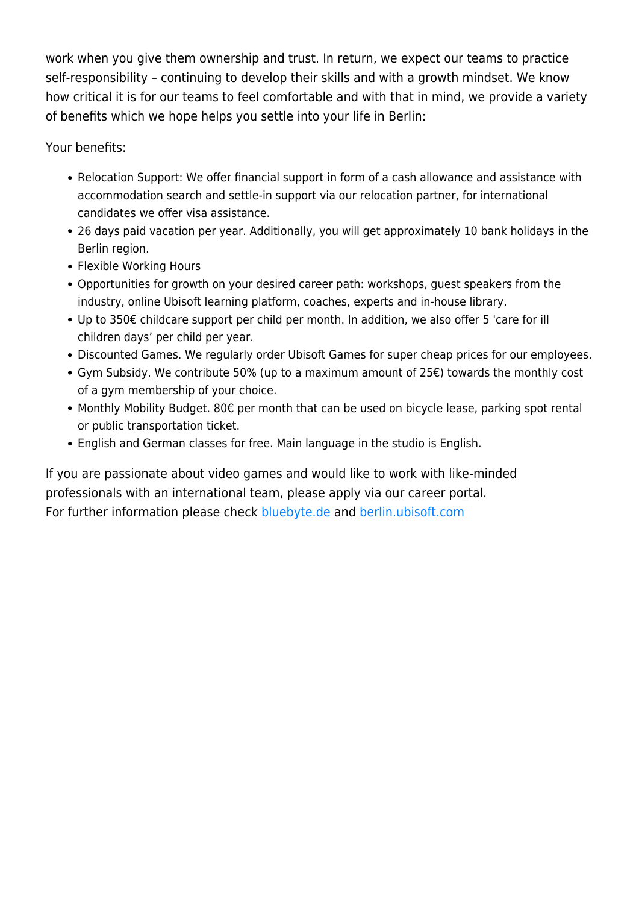work when you give them ownership and trust. In return, we expect our teams to practice self-responsibility – continuing to develop their skills and with a growth mindset. We know how critical it is for our teams to feel comfortable and with that in mind, we provide a variety of benefits which we hope helps you settle into your life in Berlin:

Your benefits:

- Relocation Support: We offer financial support in form of a cash allowance and assistance with accommodation search and settle-in support via our relocation partner, for international candidates we offer visa assistance.
- 26 days paid vacation per year. Additionally, you will get approximately 10 bank holidays in the Berlin region.
- Flexible Working Hours
- Opportunities for growth on your desired career path: workshops, guest speakers from the industry, online Ubisoft learning platform, coaches, experts and in-house library.
- Up to 350€ childcare support per child per month. In addition, we also offer 5 'care for ill children days' per child per year.
- Discounted Games. We regularly order Ubisoft Games for super cheap prices for our employees.
- Gym Subsidy. We contribute 50% (up to a maximum amount of 25€) towards the monthly cost of a gym membership of your choice.
- Monthly Mobility Budget. 80€ per month that can be used on bicycle lease, parking spot rental or public transportation ticket.
- English and German classes for free. Main language in the studio is English.

If you are passionate about video games and would like to work with like-minded professionals with an international team, please apply via our career portal.
For further information please check bluebyte.de and berlin.ubisoft.com